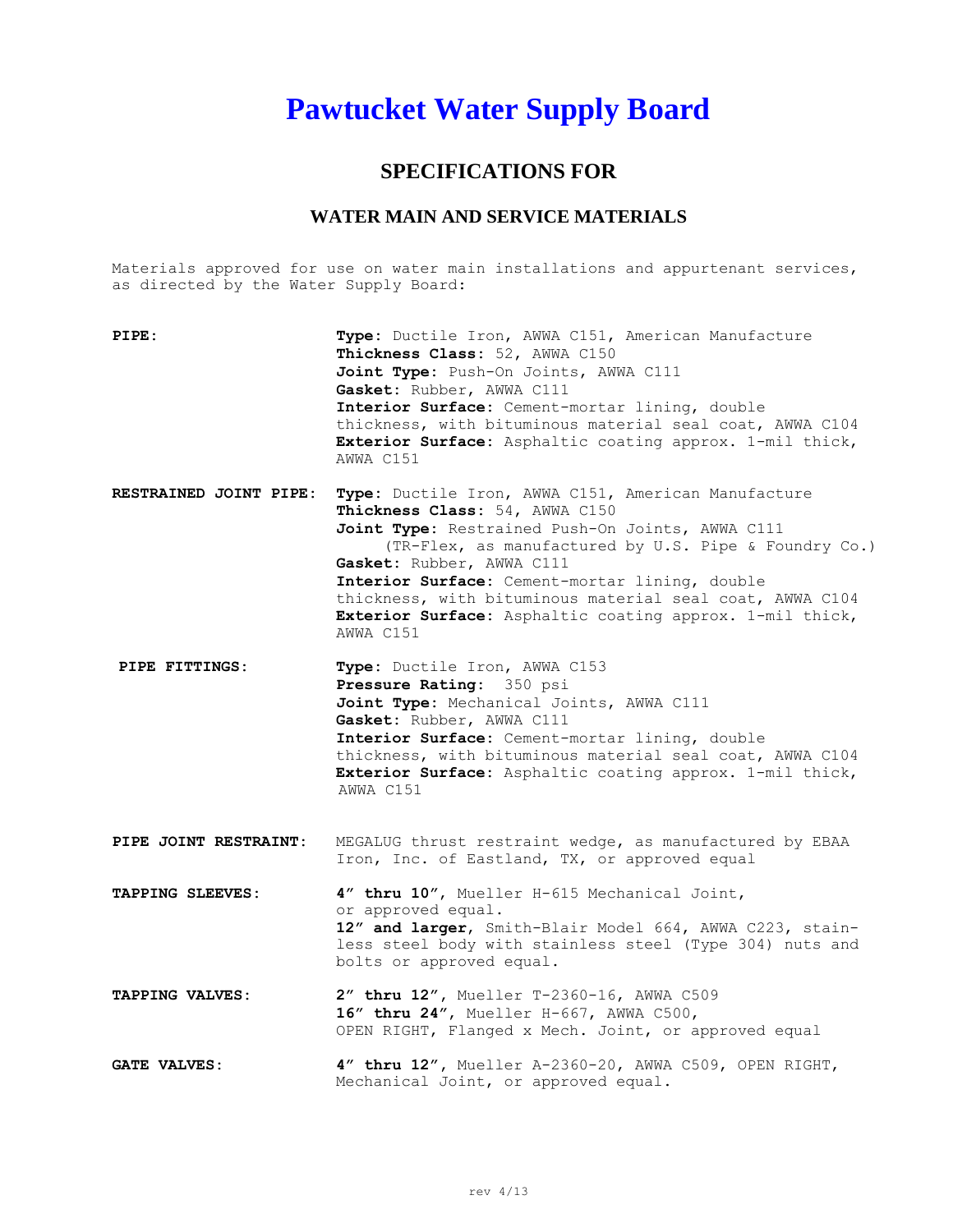# Pawtucket Water Supply Board

## SPECIFICATIONS FOR

### WATER MAIN AND SERVICE MATERIALS

Materials approved for use on water main installations and appurtenant services, as directed by the Water Supply Board:

**PIPE:**

**Type**: Ductile Iron, AWWA C151, American Manufacture
**Thickness Class**: 52, AWWA C150
**Joint Type**: Push-On Joints, AWWA C111
**Gasket**: Rubber, AWWA C111
**Interior Surface**: Cement-mortar lining, double thickness, with bituminous material seal coat, AWWA C104
**Exterior Surface**: Asphaltic coating approx. 1-mil thick, AWWA C151

**RESTRAINED JOINT PIPE:**

**Type**: Ductile Iron, AWWA C151, American Manufacture
**Thickness Class**: 54, AWWA C150
**Joint Type**: Restrained Push-On Joints, AWWA C111 (TR-Flex, as manufactured by U.S. Pipe & Foundry Co.)
**Gasket**: Rubber, AWWA C111
**Interior Surface**: Cement-mortar lining, double thickness, with bituminous material seal coat, AWWA C104
**Exterior Surface**: Asphaltic coating approx. 1-mil thick, AWWA C151

**PIPE FITTINGS:**

**Type**: Ductile Iron, AWWA C153
**Pressure Rating**: 350 psi
**Joint Type**: Mechanical Joints, AWWA C111
**Gasket**: Rubber, AWWA C111
**Interior Surface**: Cement-mortar lining, double thickness, with bituminous material seal coat, AWWA C104
**Exterior Surface**: Asphaltic coating approx. 1-mil thick, AWWA C151

**PIPE JOINT RESTRAINT:**

MEGALUG thrust restraint wedge, as manufactured by EBAA Iron, Inc. of Eastland, TX, or approved equal

**TAPPING SLEEVES:**

**4″ thru 10″**, Mueller H-615 Mechanical Joint, or approved equal.
**12″ and larger**, Smith-Blair Model 664, AWWA C223, stainless steel body with stainless steel (Type 304) nuts and bolts or approved equal.

**TAPPING VALVES:**

**2″ thru 12″**, Mueller T-2360-16, AWWA C509
**16″ thru 24″**, Mueller H-667, AWWA C500, OPEN RIGHT, Flanged x Mech. Joint, or approved equal

**GATE VALVES:**

**4″ thru 12″**, Mueller A-2360-20, AWWA C509, OPEN RIGHT, Mechanical Joint, or approved equal.

rev 4/13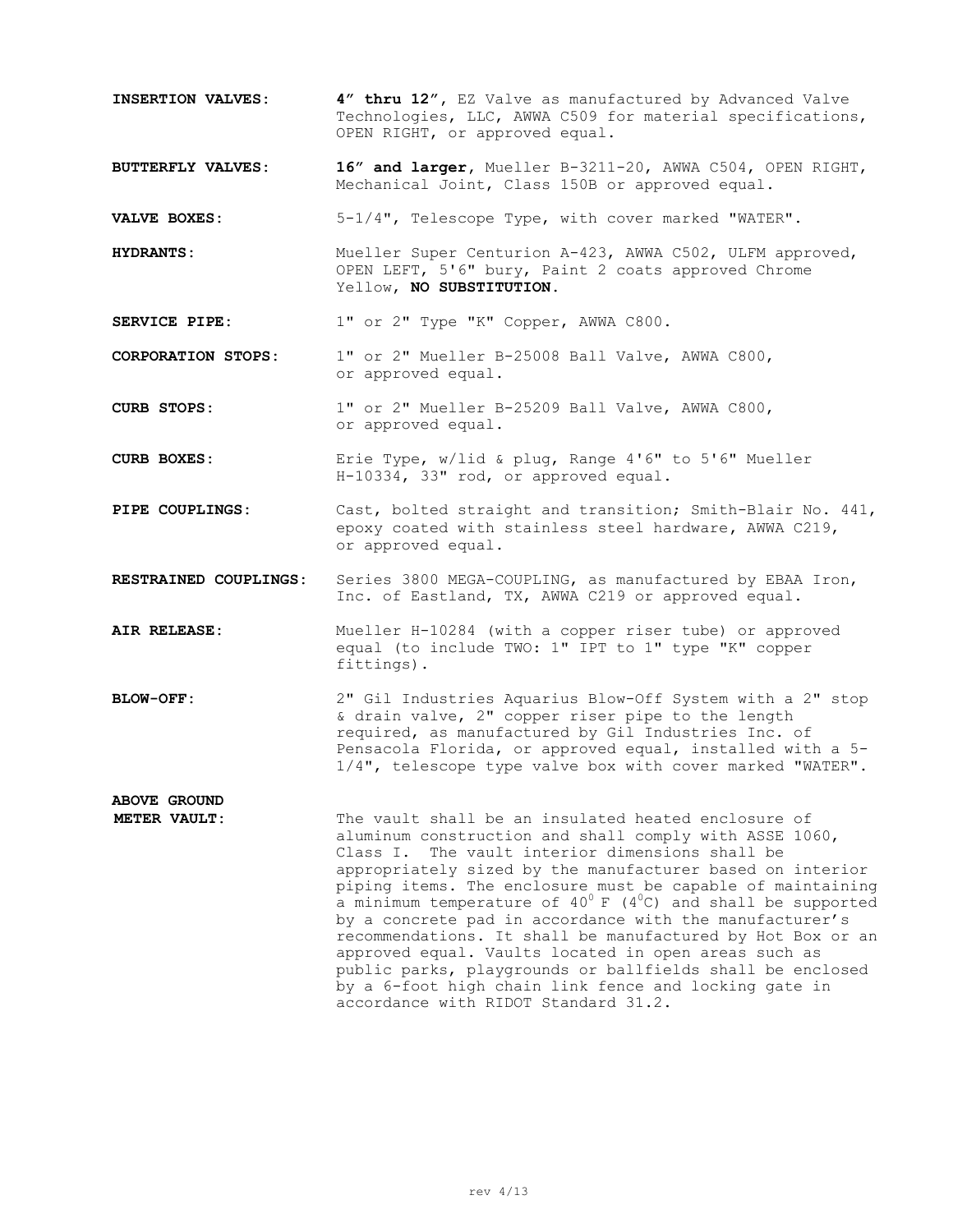**INSERTION VALVES:** **4″ thru 12″**, EZ Valve as manufactured by Advanced Valve Technologies, LLC, AWWA C509 for material specifications, OPEN RIGHT, or approved equal.

**BUTTERFLY VALVES:** **16″ and larger**, Mueller B-3211-20, AWWA C504, OPEN RIGHT, Mechanical Joint, Class 150B or approved equal.

**VALVE BOXES:** 5-1/4", Telescope Type, with cover marked "WATER".

**HYDRANTS:** Mueller Super Centurion A-423, AWWA C502, ULFM approved, OPEN LEFT, 5'6" bury, Paint 2 coats approved Chrome Yellow, **NO SUBSTITUTION.**

**SERVICE PIPE:** 1" or 2" Type "K" Copper, AWWA C800.

**CORPORATION STOPS:** 1" or 2" Mueller B-25008 Ball Valve, AWWA C800, or approved equal.

**CURB STOPS:** 1" or 2" Mueller B-25209 Ball Valve, AWWA C800, or approved equal.

**CURB BOXES:** Erie Type, w/lid & plug, Range 4'6" to 5'6" Mueller H-10334, 33" rod, or approved equal.

**PIPE COUPLINGS:** Cast, bolted straight and transition; Smith-Blair No. 441, epoxy coated with stainless steel hardware, AWWA C219, or approved equal.

**RESTRAINED COUPLINGS:** Series 3800 MEGA-COUPLING, as manufactured by EBAA Iron, Inc. of Eastland, TX, AWWA C219 or approved equal.

**AIR RELEASE:** Mueller H-10284 (with a copper riser tube) or approved equal (to include TWO: 1" IPT to 1" type "K" copper fittings).

**BLOW-OFF:** 2" Gil Industries Aquarius Blow-Off System with a 2" stop & drain valve, 2" copper riser pipe to the length required, as manufactured by Gil Industries Inc. of Pensacola Florida, or approved equal, installed with a 5-1/4", telescope type valve box with cover marked "WATER".

**ABOVE GROUND METER VAULT:** The vault shall be an insulated heated enclosure of aluminum construction and shall comply with ASSE 1060, Class I. The vault interior dimensions shall be appropriately sized by the manufacturer based on interior piping items. The enclosure must be capable of maintaining a minimum temperature of $40^0$ F ($4^0$C) and shall be supported by a concrete pad in accordance with the manufacturer's recommendations. It shall be manufactured by Hot Box or an approved equal. Vaults located in open areas such as public parks, playgrounds or ballfields shall be enclosed by a 6-foot high chain link fence and locking gate in accordance with RIDOT Standard 31.2.

rev 4/13